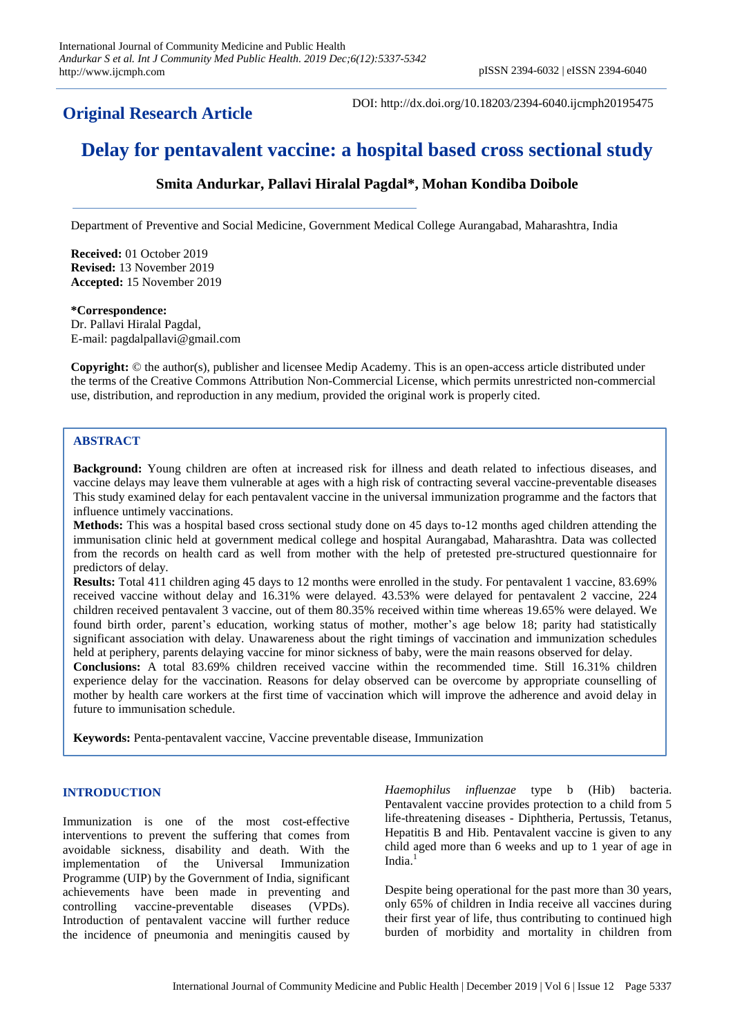**Original Research Article**

DOI: http://dx.doi.org/10.18203/2394-6040.ijcmph20195475

# Delay for pentavalent vaccine: a hospital based cross sectional study

**Smita Andurkar, Pallavi Hiralal Pagdal\*, Mohan Kondiba Doibole**

Department of Preventive and Social Medicine, Government Medical College Aurangabad, Maharashtra, India

**Received:** 01 October 2019
**Revised:** 13 November 2019
**Accepted:** 15 November 2019

**\*Correspondence:**
Dr. Pallavi Hiralal Pagdal,
E-mail: pagdalpallavi@gmail.com

**Copyright:** © the author(s), publisher and licensee Medip Academy. This is an open-access article distributed under the terms of the Creative Commons Attribution Non-Commercial License, which permits unrestricted non-commercial use, distribution, and reproduction in any medium, provided the original work is properly cited.

## ABSTRACT

**Background:** Young children are often at increased risk for illness and death related to infectious diseases, and vaccine delays may leave them vulnerable at ages with a high risk of contracting several vaccine-preventable diseases This study examined delay for each pentavalent vaccine in the universal immunization programme and the factors that influence untimely vaccinations.

**Methods:** This was a hospital based cross sectional study done on 45 days to-12 months aged children attending the immunisation clinic held at government medical college and hospital Aurangabad, Maharashtra. Data was collected from the records on health card as well from mother with the help of pretested pre-structured questionnaire for predictors of delay.

**Results:** Total 411 children aging 45 days to 12 months were enrolled in the study. For pentavalent 1 vaccine, 83.69% received vaccine without delay and 16.31% were delayed. 43.53% were delayed for pentavalent 2 vaccine, 224 children received pentavalent 3 vaccine, out of them 80.35% received within time whereas 19.65% were delayed. We found birth order, parent's education, working status of mother, mother's age below 18; parity had statistically significant association with delay. Unawareness about the right timings of vaccination and immunization schedules held at periphery, parents delaying vaccine for minor sickness of baby, were the main reasons observed for delay.

**Conclusions:** A total 83.69% children received vaccine within the recommended time. Still 16.31% children experience delay for the vaccination. Reasons for delay observed can be overcome by appropriate counselling of mother by health care workers at the first time of vaccination which will improve the adherence and avoid delay in future to immunisation schedule.

**Keywords:** Penta-pentavalent vaccine, Vaccine preventable disease, Immunization

## INTRODUCTION

Immunization is one of the most cost-effective interventions to prevent the suffering that comes from avoidable sickness, disability and death. With the implementation of the Universal Immunization Programme (UIP) by the Government of India, significant achievements have been made in preventing and controlling vaccine-preventable diseases (VPDs). Introduction of pentavalent vaccine will further reduce the incidence of pneumonia and meningitis caused by *Haemophilus influenzae* type b (Hib) bacteria. Pentavalent vaccine provides protection to a child from 5 life-threatening diseases - Diphtheria, Pertussis, Tetanus, Hepatitis B and Hib. Pentavalent vaccine is given to any child aged more than 6 weeks and up to 1 year of age in India.[1]

Despite being operational for the past more than 30 years, only 65% of children in India receive all vaccines during their first year of life, thus contributing to continued high burden of morbidity and mortality in children from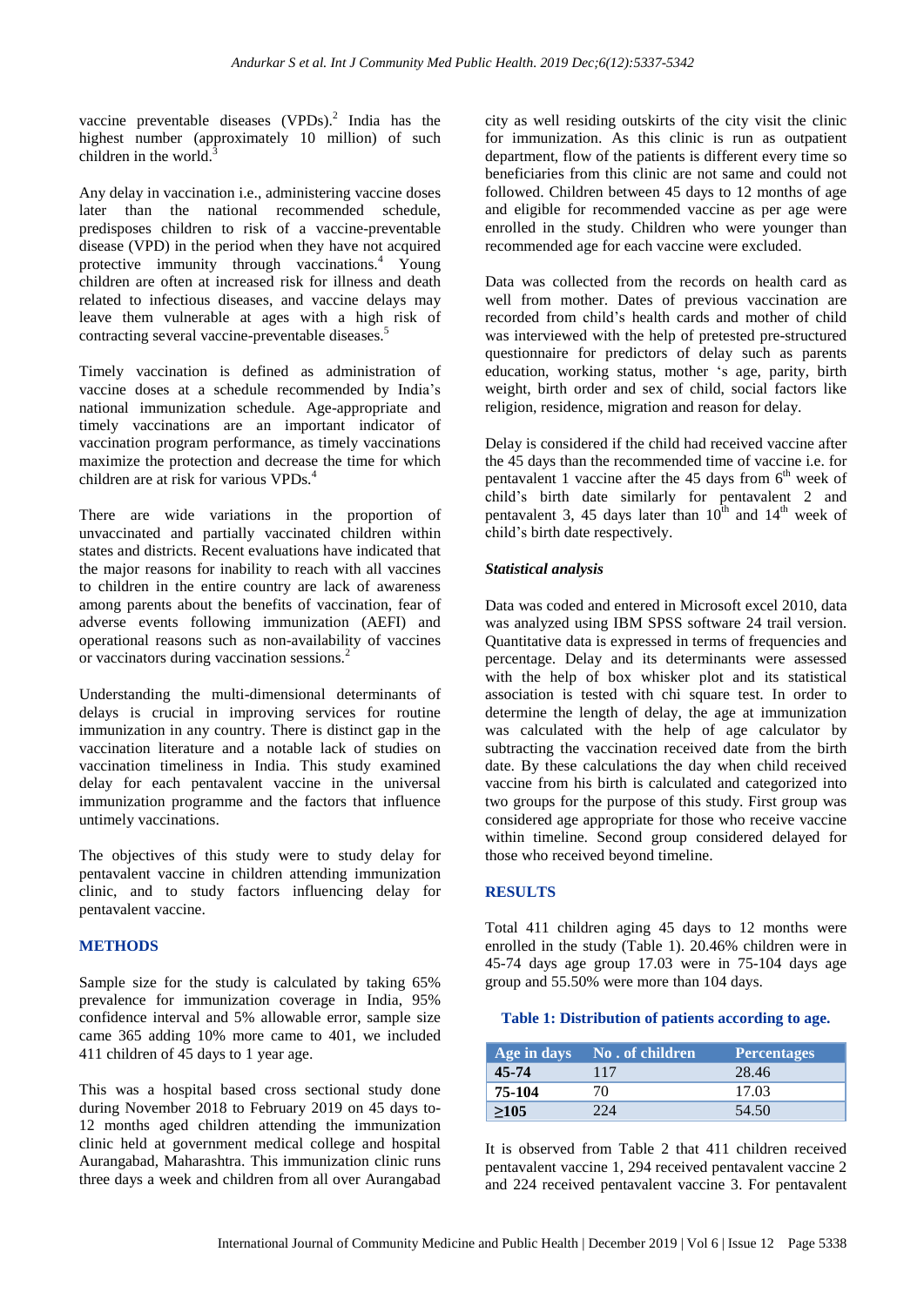vaccine preventable diseases (VPDs).[2] India has the highest number (approximately 10 million) of such children in the world.[3]

Any delay in vaccination i.e., administering vaccine doses later than the national recommended schedule, predisposes children to risk of a vaccine-preventable disease (VPD) in the period when they have not acquired protective immunity through vaccinations.[4] Young children are often at increased risk for illness and death related to infectious diseases, and vaccine delays may leave them vulnerable at ages with a high risk of contracting several vaccine-preventable diseases.[5]

Timely vaccination is defined as administration of vaccine doses at a schedule recommended by India's national immunization schedule. Age-appropriate and timely vaccinations are an important indicator of vaccination program performance, as timely vaccinations maximize the protection and decrease the time for which children are at risk for various VPDs.[4]

There are wide variations in the proportion of unvaccinated and partially vaccinated children within states and districts. Recent evaluations have indicated that the major reasons for inability to reach with all vaccines to children in the entire country are lack of awareness among parents about the benefits of vaccination, fear of adverse events following immunization (AEFI) and operational reasons such as non-availability of vaccines or vaccinators during vaccination sessions.[2]

Understanding the multi-dimensional determinants of delays is crucial in improving services for routine immunization in any country. There is distinct gap in the vaccination literature and a notable lack of studies on vaccination timeliness in India. This study examined delay for each pentavalent vaccine in the universal immunization programme and the factors that influence untimely vaccinations.

The objectives of this study were to study delay for pentavalent vaccine in children attending immunization clinic, and to study factors influencing delay for pentavalent vaccine.

## METHODS

Sample size for the study is calculated by taking 65% prevalence for immunization coverage in India, 95% confidence interval and 5% allowable error, sample size came 365 adding 10% more came to 401, we included 411 children of 45 days to 1 year age.

This was a hospital based cross sectional study done during November 2018 to February 2019 on 45 days to-12 months aged children attending the immunization clinic held at government medical college and hospital Aurangabad, Maharashtra. This immunization clinic runs three days a week and children from all over Aurangabad city as well residing outskirts of the city visit the clinic for immunization. As this clinic is run as outpatient department, flow of the patients is different every time so beneficiaries from this clinic are not same and could not followed. Children between 45 days to 12 months of age and eligible for recommended vaccine as per age were enrolled in the study. Children who were younger than recommended age for each vaccine were excluded.

Data was collected from the records on health card as well from mother. Dates of previous vaccination are recorded from child's health cards and mother of child was interviewed with the help of pretested pre-structured questionnaire for predictors of delay such as parents education, working status, mother 's age, parity, birth weight, birth order and sex of child, social factors like religion, residence, migration and reason for delay.

Delay is considered if the child had received vaccine after the 45 days than the recommended time of vaccine i.e. for pentavalent 1 vaccine after the 45 days from 6th week of child's birth date similarly for pentavalent 2 and pentavalent 3, 45 days later than 10th and 14th week of child's birth date respectively.

### *Statistical analysis*

Data was coded and entered in Microsoft excel 2010, data was analyzed using IBM SPSS software 24 trail version. Quantitative data is expressed in terms of frequencies and percentage. Delay and its determinants were assessed with the help of box whisker plot and its statistical association is tested with chi square test. In order to determine the length of delay, the age at immunization was calculated with the help of age calculator by subtracting the vaccination received date from the birth date. By these calculations the day when child received vaccine from his birth is calculated and categorized into two groups for the purpose of this study. First group was considered age appropriate for those who receive vaccine within timeline. Second group considered delayed for those who received beyond timeline.

## RESULTS

Total 411 children aging 45 days to 12 months were enrolled in the study (Table 1). 20.46% children were in 45-74 days age group 17.03 were in 75-104 days age group and 55.50% were more than 104 days.

**Table 1: Distribution of patients according to age.**

| Age in days | No . of children | Percentages |
|---|---|---|
| 45-74 | 117 | 28.46 |
| 75-104 | 70 | 17.03 |
| ≥105 | 224 | 54.50 |

It is observed from Table 2 that 411 children received pentavalent vaccine 1, 294 received pentavalent vaccine 2 and 224 received pentavalent vaccine 3. For pentavalent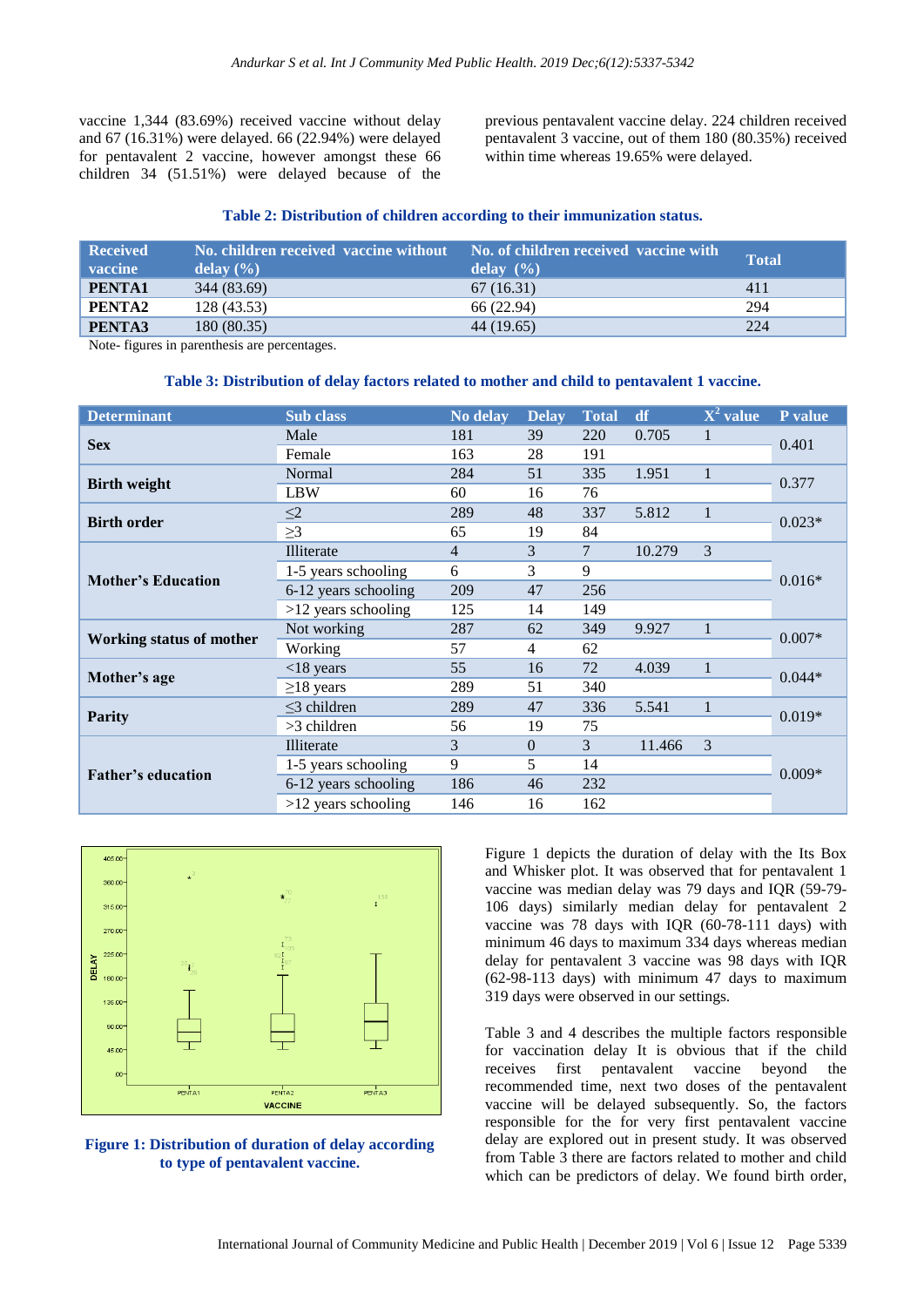vaccine 1,344 (83.69%) received vaccine without delay and 67 (16.31%) were delayed. 66 (22.94%) were delayed for pentavalent 2 vaccine, however amongst these 66 children 34 (51.51%) were delayed because of the previous pentavalent vaccine delay. 224 children received pentavalent 3 vaccine, out of them 180 (80.35%) received within time whereas 19.65% were delayed.

**Table 2: Distribution of children according to their immunization status.**

| Received vaccine | No. children received vaccine without delay (%) | No. of children received vaccine with delay (%) | Total |
|---|---|---|---|
| **PENTA1** | 344 (83.69) | 67 (16.31) | 411 |
| **PENTA2** | 128 (43.53) | 66 (22.94) | 294 |
| **PENTA3** | 180 (80.35) | 44 (19.65) | 224 |

Note- figures in parenthesis are percentages.

**Table 3: Distribution of delay factors related to mother and child to pentavalent 1 vaccine.**

| Determinant | Sub class | No delay | Delay | Total | df | $X^2$ value | P value |
|---|---|---|---|---|---|---|---|
| **Sex** | Male | 181 | 39 | 220 | 0.705 | 1 | 0.401 |
| | Female | 163 | 28 | 191 | | | |
| **Birth weight** | Normal | 284 | 51 | 335 | 1.951 | 1 | 0.377 |
| | LBW | 60 | 16 | 76 | | | |
| **Birth order** | ≤2 | 289 | 48 | 337 | 5.812 | 1 | 0.023* |
| | ≥3 | 65 | 19 | 84 | | | |
| **Mother's Education** | Illiterate | 4 | 3 | 7 | 10.279 | 3 | 0.016* |
| | 1-5 years schooling | 6 | 3 | 9 | | | |
| | 6-12 years schooling | 209 | 47 | 256 | | | |
| | >12 years schooling | 125 | 14 | 149 | | | |
| **Working status of mother** | Not working | 287 | 62 | 349 | 9.927 | 1 | 0.007* |
| | Working | 57 | 4 | 62 | | | |
| **Mother's age** | <18 years | 55 | 16 | 72 | 4.039 | 1 | 0.044* |
| | ≥18 years | 289 | 51 | 340 | | | |
| **Parity** | ≤3 children | 289 | 47 | 336 | 5.541 | 1 | 0.019* |
| | >3 children | 56 | 19 | 75 | | | |
| **Father's education** | Illiterate | 3 | 0 | 3 | 11.466 | 3 | 0.009* |
| | 1-5 years schooling | 9 | 5 | 14 | | | |
| | 6-12 years schooling | 186 | 46 | 232 | | | |
| | >12 years schooling | 146 | 16 | 162 | | | |

**Figure 1: Distribution of duration of delay according to type of pentavalent vaccine.**

Figure 1 depicts the duration of delay with the Its Box and Whisker plot. It was observed that for pentavalent 1 vaccine was median delay was 79 days and IQR (59-79-106 days) similarly median delay for pentavalent 2 vaccine was 78 days with IQR (60-78-111 days) with minimum 46 days to maximum 334 days whereas median delay for pentavalent 3 vaccine was 98 days with IQR (62-98-113 days) with minimum 47 days to maximum 319 days were observed in our settings.

Table 3 and 4 describes the multiple factors responsible for vaccination delay It is obvious that if the child receives first pentavalent vaccine beyond the recommended time, next two doses of the pentavalent vaccine will be delayed subsequently. So, the factors responsible for the for very first pentavalent vaccine delay are explored out in present study. It was observed from Table 3 there are factors related to mother and child which can be predictors of delay. We found birth order,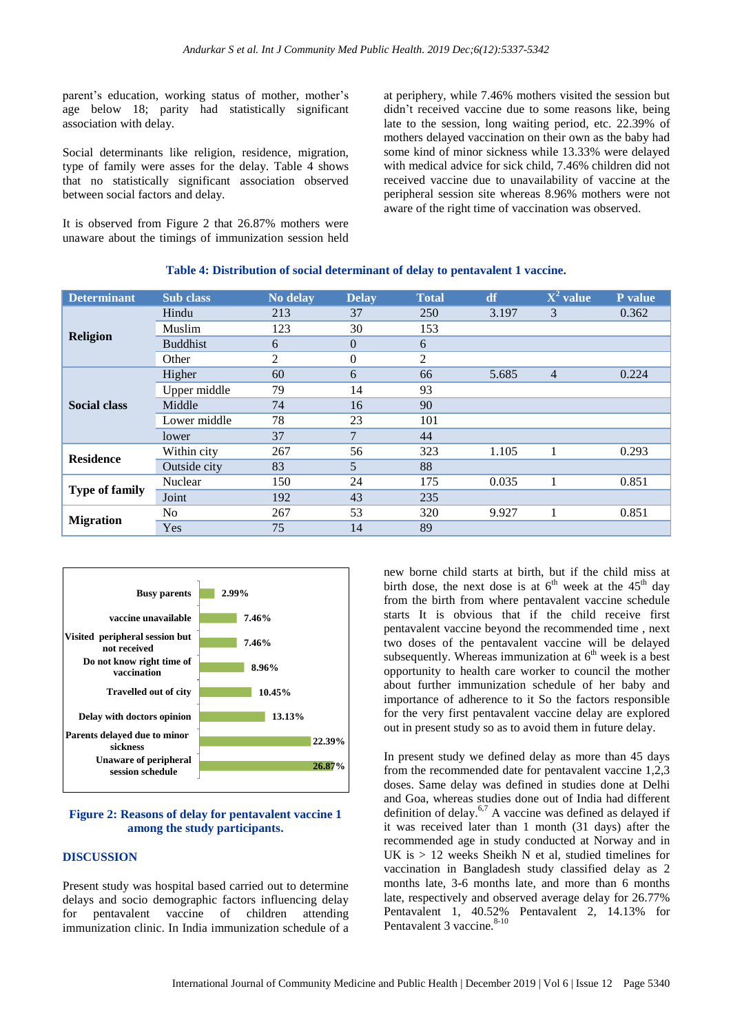parent's education, working status of mother, mother's age below 18; parity had statistically significant association with delay.

Social determinants like religion, residence, migration, type of family were asses for the delay. Table 4 shows that no statistically significant association observed between social factors and delay.

It is observed from Figure 2 that 26.87% mothers were unaware about the timings of immunization session held at periphery, while 7.46% mothers visited the session but didn't received vaccine due to some reasons like, being late to the session, long waiting period, etc. 22.39% of mothers delayed vaccination on their own as the baby had some kind of minor sickness while 13.33% were delayed with medical advice for sick child, 7.46% children did not received vaccine due to unavailability of vaccine at the peripheral session site whereas 8.96% mothers were not aware of the right time of vaccination was observed.

**Table 4: Distribution of social determinant of delay to pentavalent 1 vaccine.**

| Determinant | Sub class | No delay | Delay | Total | df | $X^2$ value | P value |
|---|---|---|---|---|---|---|---|
| Religion | Hindu | 213 | 37 | 250 | 3.197 | 3 | 0.362 |
| | Muslim | 123 | 30 | 153 | | | |
| | Buddhist | 6 | 0 | 6 | | | |
| | Other | 2 | 0 | 2 | | | |
| Social class | Higher | 60 | 6 | 66 | 5.685 | 4 | 0.224 |
| | Upper middle | 79 | 14 | 93 | | | |
| | Middle | 74 | 16 | 90 | | | |
| | Lower middle | 78 | 23 | 101 | | | |
| | lower | 37 | 7 | 44 | | | |
| Residence | Within city | 267 | 56 | 323 | 1.105 | 1 | 0.293 |
| | Outside city | 83 | 5 | 88 | | | |
| Type of family | Nuclear | 150 | 24 | 175 | 0.035 | 1 | 0.851 |
| | Joint | 192 | 43 | 235 | | | |
| Migration | No | 267 | 53 | 320 | 9.927 | 1 | 0.851 |
| | Yes | 75 | 14 | 89 | | | |

| Reason | Percentage |
|---|---|
| Busy parents | 2.99% |
| vaccine unavailable | 7.46% |
| Visited peripheral session but not received | 7.46% |
| Do not know right time of vaccination | 8.96% |
| Travelled out of city | 10.45% |
| Delay with doctors opinion | 13.13% |
| Parents delayed due to minor sickness | 22.39% |
| Unaware of peripheral session schedule | 26.87% |

**Figure 2: Reasons of delay for pentavalent vaccine 1 among the study participants.**

## DISCUSSION

Present study was hospital based carried out to determine delays and socio demographic factors influencing delay for pentavalent vaccine of children attending immunization clinic. In India immunization schedule of a new borne child starts at birth, but if the child miss at birth dose, the next dose is at $6^{th}$ week at the $45^{th}$ day from the birth from where pentavalent vaccine schedule starts It is obvious that if the child receive first pentavalent vaccine beyond the recommended time , next two doses of the pentavalent vaccine will be delayed subsequently. Whereas immunization at $6^{th}$ week is a best opportunity to health care worker to council the mother about further immunization schedule of her baby and importance of adherence to it So the factors responsible for the very first pentavalent vaccine delay are explored out in present study so as to avoid them in future delay.

In present study we defined delay as more than 45 days from the recommended date for pentavalent vaccine 1,2,3 doses. Same delay was defined in studies done at Delhi and Goa, whereas studies done out of India had different definition of delay.[6,7] A vaccine was defined as delayed if it was received later than 1 month (31 days) after the recommended age in study conducted at Norway and in UK is > 12 weeks Sheikh N et al, studied timelines for vaccination in Bangladesh study classified delay as 2 months late, 3-6 months late, and more than 6 months late, respectively and observed average delay for 26.77% Pentavalent 1, 40.52% Pentavalent 2, 14.13% for Pentavalent 3 vaccine.[8-10]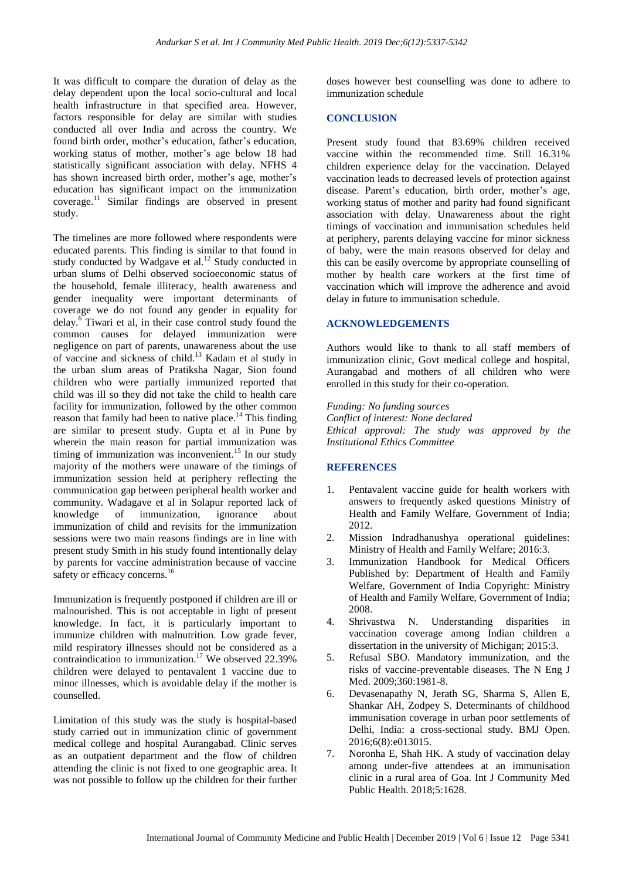It was difficult to compare the duration of delay as the delay dependent upon the local socio-cultural and local health infrastructure in that specified area. However, factors responsible for delay are similar with studies conducted all over India and across the country. We found birth order, mother's education, father's education, working status of mother, mother's age below 18 had statistically significant association with delay. NFHS 4 has shown increased birth order, mother's age, mother's education has significant impact on the immunization coverage.[11] Similar findings are observed in present study.

The timelines are more followed where respondents were educated parents. This finding is similar to that found in study conducted by Wadgave et al.[12] Study conducted in urban slums of Delhi observed socioeconomic status of the household, female illiteracy, health awareness and gender inequality were important determinants of coverage we do not found any gender in equality for delay.[6] Tiwari et al, in their case control study found the common causes for delayed immunization were negligence on part of parents, unawareness about the use of vaccine and sickness of child.[13] Kadam et al study in the urban slum areas of Pratiksha Nagar, Sion found children who were partially immunized reported that child was ill so they did not take the child to health care facility for immunization, followed by the other common reason that family had been to native place.[14] This finding are similar to present study. Gupta et al in Pune by wherein the main reason for partial immunization was timing of immunization was inconvenient.[15] In our study majority of the mothers were unaware of the timings of immunization session held at periphery reflecting the communication gap between peripheral health worker and community. Wadagave et al in Solapur reported lack of knowledge of immunization, ignorance about immunization of child and revisits for the immunization sessions were two main reasons findings are in line with present study Smith in his study found intentionally delay by parents for vaccine administration because of vaccine safety or efficacy concerns.[16]

Immunization is frequently postponed if children are ill or malnourished. This is not acceptable in light of present knowledge. In fact, it is particularly important to immunize children with malnutrition. Low grade fever, mild respiratory illnesses should not be considered as a contraindication to immunization.[17] We observed 22.39% children were delayed to pentavalent 1 vaccine due to minor illnesses, which is avoidable delay if the mother is counselled.

Limitation of this study was the study is hospital-based study carried out in immunization clinic of government medical college and hospital Aurangabad. Clinic serves as an outpatient department and the flow of children attending the clinic is not fixed to one geographic area. It was not possible to follow up the children for their further doses however best counselling was done to adhere to immunization schedule

## CONCLUSION

Present study found that 83.69% children received vaccine within the recommended time. Still 16.31% children experience delay for the vaccination. Delayed vaccination leads to decreased levels of protection against disease. Parent's education, birth order, mother's age, working status of mother and parity had found significant association with delay. Unawareness about the right timings of vaccination and immunisation schedules held at periphery, parents delaying vaccine for minor sickness of baby, were the main reasons observed for delay and this can be easily overcome by appropriate counselling of mother by health care workers at the first time of vaccination which will improve the adherence and avoid delay in future to immunisation schedule.

## ACKNOWLEDGEMENTS

Authors would like to thank to all staff members of immunization clinic, Govt medical college and hospital, Aurangabad and mothers of all children who were enrolled in this study for their co-operation.

*Funding: No funding sources*
*Conflict of interest: None declared*
*Ethical approval: The study was approved by the Institutional Ethics Committee*

## REFERENCES

1. Pentavalent vaccine guide for health workers with answers to frequently asked questions Ministry of Health and Family Welfare, Government of India; 2012.
2. Mission Indradhanushya operational guidelines: Ministry of Health and Family Welfare; 2016:3.
3. Immunization Handbook for Medical Officers Published by: Department of Health and Family Welfare, Government of India Copyright: Ministry of Health and Family Welfare, Government of India; 2008.
4. Shrivastwa N. Understanding disparities in vaccination coverage among Indian children a dissertation in the university of Michigan; 2015:3.
5. Refusal SBO. Mandatory immunization, and the risks of vaccine-preventable diseases. The N Eng J Med. 2009;360:1981-8.
6. Devasenapathy N, Jerath SG, Sharma S, Allen E, Shankar AH, Zodpey S. Determinants of childhood immunisation coverage in urban poor settlements of Delhi, India: a cross-sectional study. BMJ Open. 2016;6(8):e013015.
7. Noronha E, Shah HK. A study of vaccination delay among under-five attendees at an immunisation clinic in a rural area of Goa. Int J Community Med Public Health. 2018;5:1628.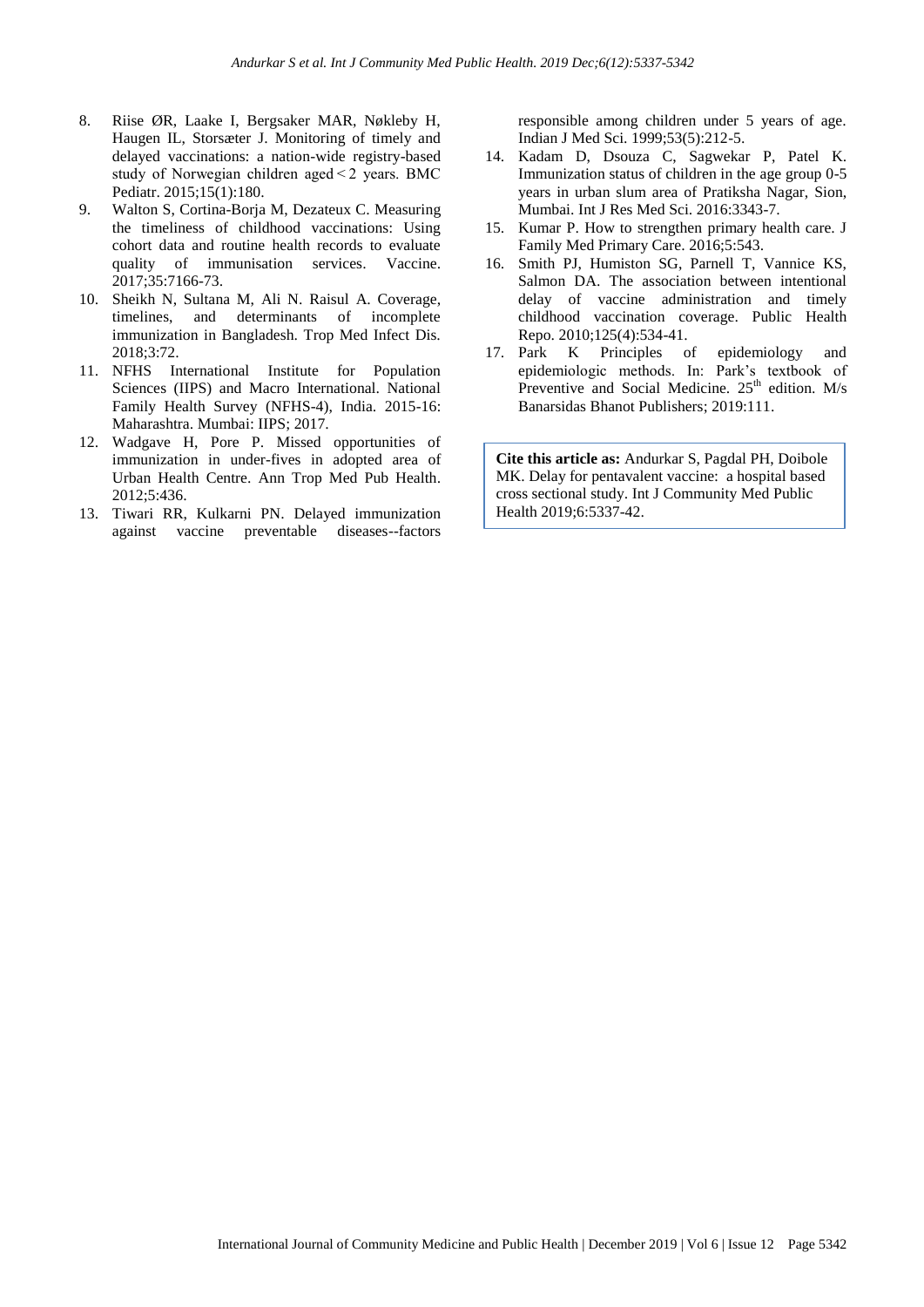8. Riise ØR, Laake I, Bergsaker MAR, Nøkleby H, Haugen IL, Storsæter J. Monitoring of timely and delayed vaccinations: a nation-wide registry-based study of Norwegian children aged < 2 years. BMC Pediatr. 2015;15(1):180.
9. Walton S, Cortina-Borja M, Dezateux C. Measuring the timeliness of childhood vaccinations: Using cohort data and routine health records to evaluate quality of immunisation services. Vaccine. 2017;35:7166-73.
10. Sheikh N, Sultana M, Ali N. Raisul A. Coverage, timelines, and determinants of incomplete immunization in Bangladesh. Trop Med Infect Dis. 2018;3:72.
11. NFHS International Institute for Population Sciences (IIPS) and Macro International. National Family Health Survey (NFHS-4), India. 2015-16: Maharashtra. Mumbai: IIPS; 2017.
12. Wadgave H, Pore P. Missed opportunities of immunization in under-fives in adopted area of Urban Health Centre. Ann Trop Med Pub Health. 2012;5:436.
13. Tiwari RR, Kulkarni PN. Delayed immunization against vaccine preventable diseases--factors responsible among children under 5 years of age. Indian J Med Sci. 1999;53(5):212-5.
14. Kadam D, Dsouza C, Sagwekar P, Patel K. Immunization status of children in the age group 0-5 years in urban slum area of Pratiksha Nagar, Sion, Mumbai. Int J Res Med Sci. 2016:3343-7.
15. Kumar P. How to strengthen primary health care. J Family Med Primary Care. 2016;5:543.
16. Smith PJ, Humiston SG, Parnell T, Vannice KS, Salmon DA. The association between intentional delay of vaccine administration and timely childhood vaccination coverage. Public Health Repo. 2010;125(4):534-41.
17. Park K Principles of epidemiology and epidemiologic methods. In: Park's textbook of Preventive and Social Medicine. 25th edition. M/s Banarsidas Bhanot Publishers; 2019:111.

**Cite this article as:** Andurkar S, Pagdal PH, Doibole MK. Delay for pentavalent vaccine: a hospital based cross sectional study. Int J Community Med Public Health 2019;6:5337-42.